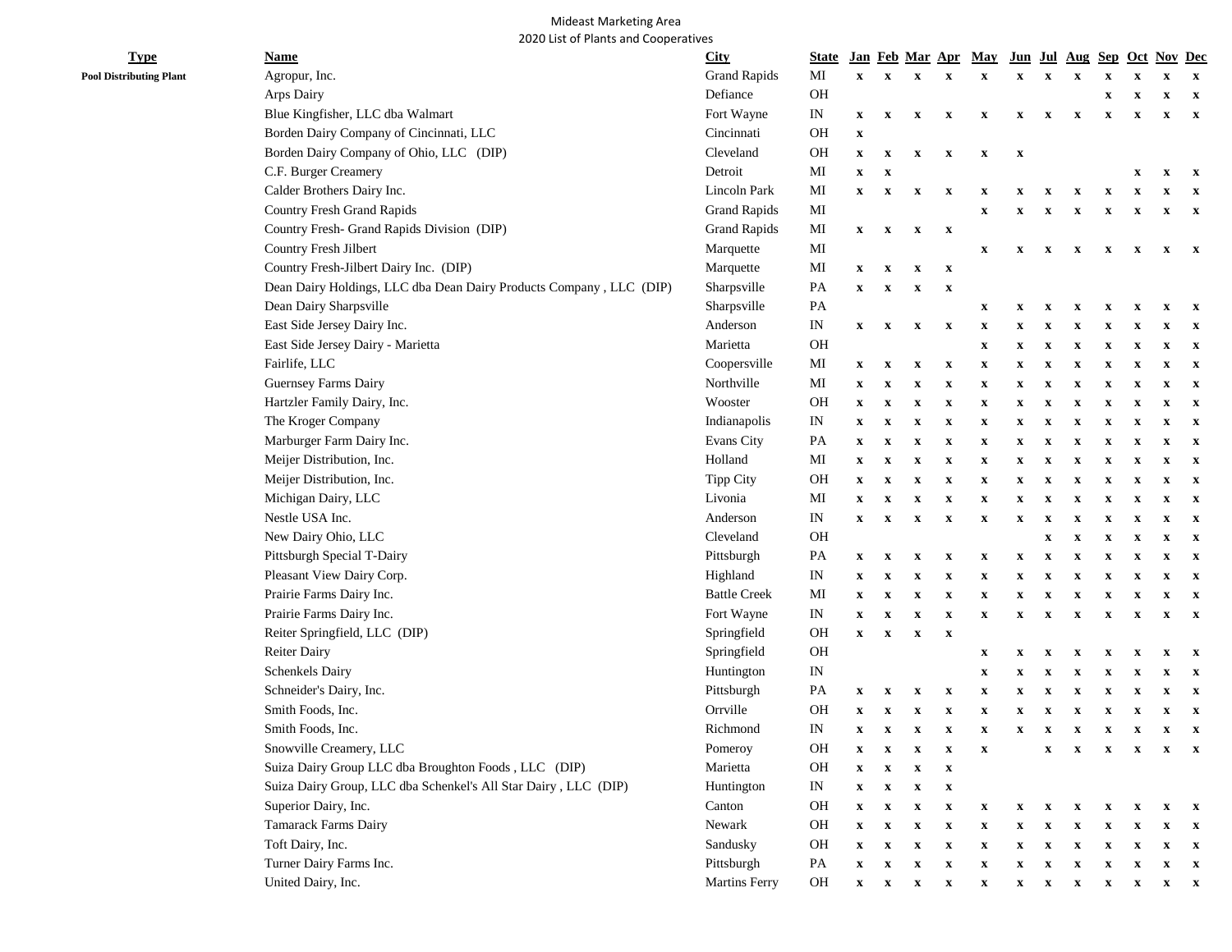Mideast Marketing Area

2020 List of Plants and Cooperatives

| Type | Name | City | State | Jan | Feb | Mar | Apr | May | Jun | Jul | Aug | Sep | Oct | Nov | Dec |
|---|---|---|---|---|---|---|---|---|---|---|---|---|---|---|---|
| **Pool Distributing Plant** | Agropur, Inc. | Grand Rapids | MI | x | x | x | x | x | x | x | x | x | x | x | x |
| | Arps Dairy | Defiance | OH | | | | | | | | | x | x | x | x |
| | Blue Kingfisher, LLC dba Walmart | Fort Wayne | IN | x | x | x | x | x | x | x | x | x | x | x | x |
| | Borden Dairy Company of Cincinnati, LLC | Cincinnati | OH | x | | | | | | | | | | | |
| | Borden Dairy Company of Ohio, LLC (DIP) | Cleveland | OH | x | x | x | x | x | x | | | | | | |
| | C.F. Burger Creamery | Detroit | MI | x | x | | | | | | | | x | x | x |
| | Calder Brothers Dairy Inc. | Lincoln Park | MI | x | x | x | x | x | x | x | x | x | x | x | x |
| | Country Fresh Grand Rapids | Grand Rapids | MI | | | | | x | x | x | x | x | x | x | x |
| | Country Fresh- Grand Rapids Division (DIP) | Grand Rapids | MI | x | x | x | x | | | | | | | | |
| | Country Fresh Jilbert | Marquette | MI | | | | | x | x | x | x | x | x | x | x |
| | Country Fresh-Jilbert Dairy Inc. (DIP) | Marquette | MI | x | x | x | x | | | | | | | | |
| | Dean Dairy Holdings, LLC dba Dean Dairy Products Company , LLC (DIP) | Sharpsville | PA | x | x | x | x | | | | | | | | |
| | Dean Dairy Sharpsville | Sharpsville | PA | | | | | x | x | x | x | x | x | x | x |
| | East Side Jersey Dairy Inc. | Anderson | IN | x | x | x | x | x | x | x | x | x | x | x | x |
| | East Side Jersey Dairy - Marietta | Marietta | OH | | | | | x | x | x | x | x | x | x | x |
| | Fairlife, LLC | Coopersville | MI | x | x | x | x | x | x | x | x | x | x | x | x |
| | Guernsey Farms Dairy | Northville | MI | x | x | x | x | x | x | x | x | x | x | x | x |
| | Hartzler Family Dairy, Inc. | Wooster | OH | x | x | x | x | x | x | x | x | x | x | x | x |
| | The Kroger Company | Indianapolis | IN | x | x | x | x | x | x | x | x | x | x | x | x |
| | Marburger Farm Dairy Inc. | Evans City | PA | x | x | x | x | x | x | x | x | x | x | x | x |
| | Meijer Distribution, Inc. | Holland | MI | x | x | x | x | x | x | x | x | x | x | x | x |
| | Meijer Distribution, Inc. | Tipp City | OH | x | x | x | x | x | x | x | x | x | x | x | x |
| | Michigan Dairy, LLC | Livonia | MI | x | x | x | x | x | x | x | x | x | x | x | x |
| | Nestle USA Inc. | Anderson | IN | x | x | x | x | x | x | x | x | x | x | x | x |
| | New Dairy Ohio, LLC | Cleveland | OH | | | | | | | x | x | x | x | x | x |
| | Pittsburgh Special T-Dairy | Pittsburgh | PA | x | x | x | x | x | x | x | x | x | x | x | x |
| | Pleasant View Dairy Corp. | Highland | IN | x | x | x | x | x | x | x | x | x | x | x | x |
| | Prairie Farms Dairy Inc. | Battle Creek | MI | x | x | x | x | x | x | x | x | x | x | x | x |
| | Prairie Farms Dairy Inc. | Fort Wayne | IN | x | x | x | x | x | x | x | x | x | x | x | x |
| | Reiter Springfield, LLC (DIP) | Springfield | OH | x | x | x | x | | | | | | | | |
| | Reiter Dairy | Springfield | OH | | | | | x | x | x | x | x | x | x | x |
| | Schenkels Dairy | Huntington | IN | | | | | x | x | x | x | x | x | x | x |
| | Schneider's Dairy, Inc. | Pittsburgh | PA | x | x | x | x | x | x | x | x | x | x | x | x |
| | Smith Foods, Inc. | Orrville | OH | x | x | x | x | x | x | x | x | x | x | x | x |
| | Smith Foods, Inc. | Richmond | IN | x | x | x | x | x | x | x | x | x | x | x | x |
| | Snowville Creamery, LLC | Pomeroy | OH | x | x | x | x | x | | x | x | x | x | x | x |
| | Suiza Dairy Group LLC dba Broughton Foods , LLC (DIP) | Marietta | OH | x | x | x | x | | | | | | | | |
| | Suiza Dairy Group, LLC dba Schenkel's All Star Dairy , LLC (DIP) | Huntington | IN | x | x | x | x | | | | | | | | |
| | Superior Dairy, Inc. | Canton | OH | x | x | x | x | x | x | x | x | x | x | x | x |
| | Tamarack Farms Dairy | Newark | OH | x | x | x | x | x | x | x | x | x | x | x | x |
| | Toft Dairy, Inc. | Sandusky | OH | x | x | x | x | x | x | x | x | x | x | x | x |
| | Turner Dairy Farms Inc. | Pittsburgh | PA | x | x | x | x | x | x | x | x | x | x | x | x |
| | United Dairy, Inc. | Martins Ferry | OH | x | x | x | x | x | x | x | x | x | x | x | x |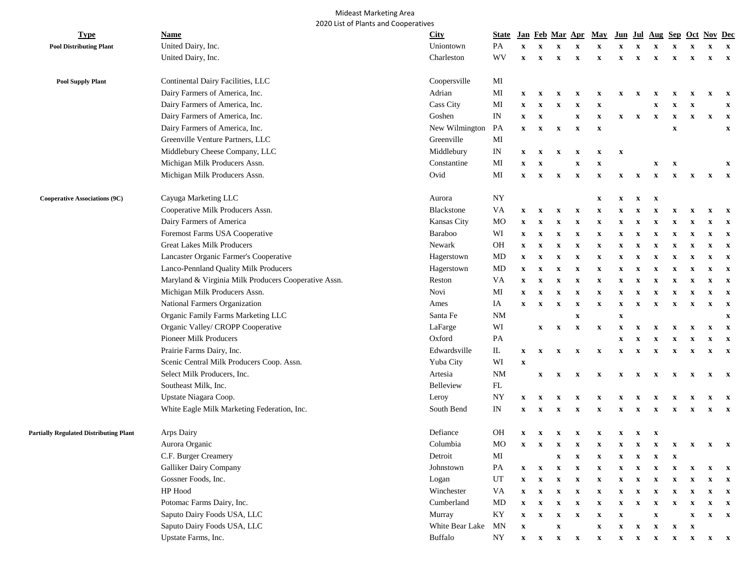# Mideast Marketing Area
## 2020 List of Plants and Cooperatives

| Type | Name | City | State | Jan | Feb | Mar | Apr | May | Jun | Jul | Aug | Sep | Oct | Nov | Dec |
|---|---|---|---|---|---|---|---|---|---|---|---|---|---|---|---|
| **Pool Distributing Plant** | United Dairy, Inc. | Uniontown | PA | x | x | x | x | x | x | x | x | x | x | x | x |
| | United Dairy, Inc. | Charleston | WV | x | x | x | x | x | x | x | x | x | x | x | x |
| **Pool Supply Plant** | Continental Dairy Facilities, LLC | Coopersville | MI | | | | | | | | | | | | |
| | Dairy Farmers of America, Inc. | Adrian | MI | x | x | x | x | x | x | x | x | x | x | x | x |
| | Dairy Farmers of America, Inc. | Cass City | MI | x | x | x | x | x | | | x | x | x | | x |
| | Dairy Farmers of America, Inc. | Goshen | IN | x | x | | x | x | x | x | x | x | x | x | x |
| | Dairy Farmers of America, Inc. | New Wilmington | PA | x | x | x | x | x | | | | x | | | x |
| | Greenville Venture Partners, LLC | Greenville | MI | | | | | | | | | | | | |
| | Middlebury Cheese Company, LLC | Middlebury | IN | x | x | x | x | x | x | | | | | | |
| | Michigan Milk Producers Assn. | Constantine | MI | x | x | | x | x | | | x | x | | | x |
| | Michigan Milk Producers Assn. | Ovid | MI | x | x | x | x | x | x | x | x | x | x | x | x |
| **Cooperative Associations (9C)** | Cayuga Marketing LLC | Aurora | NY | | | | | x | x | x | x | | | | |
| | Cooperative Milk Producers Assn. | Blackstone | VA | x | x | x | x | x | x | x | x | x | x | x | x |
| | Dairy Farmers of America | Kansas City | MO | x | x | x | x | x | x | x | x | x | x | x | x |
| | Foremost Farms USA Cooperative | Baraboo | WI | x | x | x | x | x | x | x | x | x | x | x | x |
| | Great Lakes Milk Producers | Newark | OH | x | x | x | x | x | x | x | x | x | x | x | x |
| | Lancaster Organic Farmer's Cooperative | Hagerstown | MD | x | x | x | x | x | x | x | x | x | x | x | x |
| | Lanco-Pennland Quality Milk Producers | Hagerstown | MD | x | x | x | x | x | x | x | x | x | x | x | x |
| | Maryland & Virginia Milk Producers Cooperative Assn. | Reston | VA | x | x | x | x | x | x | x | x | x | x | x | x |
| | Michigan Milk Producers Assn. | Novi | MI | x | x | x | x | x | x | x | x | x | x | x | x |
| | National Farmers Organization | Ames | IA | x | x | x | x | x | x | x | x | x | x | x | x |
| | Organic Family Farms Marketing LLC | Santa Fe | NM | | | | x | | x | | | | | | x |
| | Organic Valley/ CROPP Cooperative | LaFarge | WI | | x | x | x | x | x | x | x | x | x | x | x |
| | Pioneer Milk Producers | Oxford | PA | | | | | | x | x | x | x | x | x | x |
| | Prairie Farms Dairy, Inc. | Edwardsville | IL | x | x | x | x | x | x | x | x | x | x | x | x |
| | Scenic Central Milk Producers Coop. Assn. | Yuba City | WI | x | | | | | | | | | | | |
| | Select Milk Producers, Inc. | Artesia | NM | | x | x | x | x | x | x | x | x | x | x | x |
| | Southeast Milk, Inc. | Belleview | FL | | | | | | | | | | | | |
| | Upstate Niagara Coop. | Leroy | NY | x | x | x | x | x | x | x | x | x | x | x | x |
| | White Eagle Milk Marketing Federation, Inc. | South Bend | IN | x | x | x | x | x | x | x | x | x | x | x | x |
| **Partially Regulated Distributing Plant** | Arps Dairy | Defiance | OH | x | x | x | x | x | x | x | x | | | | |
| | Aurora Organic | Columbia | MO | x | x | x | x | x | x | x | x | x | x | x | x |
| | C.F. Burger Creamery | Detroit | MI | | | x | x | x | x | x | x | x | | | |
| | Galliker Dairy Company | Johnstown | PA | x | x | x | x | x | x | x | x | x | x | x | x |
| | Gossner Foods, Inc. | Logan | UT | x | x | x | x | x | x | x | x | x | x | x | x |
| | HP Hood | Winchester | VA | x | x | x | x | x | x | x | x | x | x | x | x |
| | Potomac Farms Dairy, Inc. | Cumberland | MD | x | x | x | x | x | x | x | x | x | x | x | x |
| | Saputo Dairy Foods USA, LLC | Murray | KY | x | x | x | x | x | x | | x | | x | x | x |
| | Saputo Dairy Foods USA, LLC | White Bear Lake | MN | x | | x | | x | x | x | x | x | x | | |
| | Upstate Farms, Inc. | Buffalo | NY | x | x | x | x | x | x | x | x | x | x | x | x |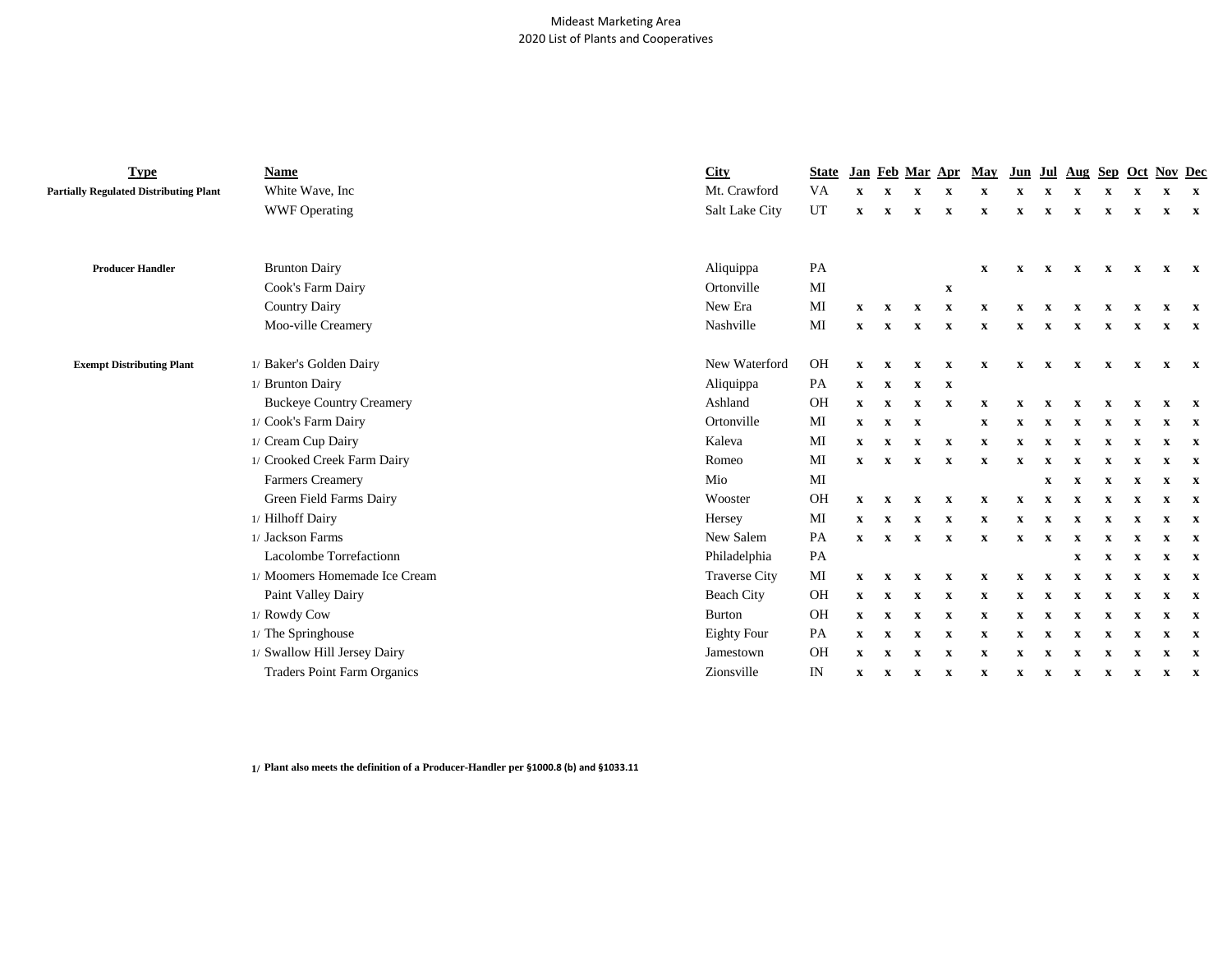# Mideast Marketing Area
## 2020 List of Plants and Cooperatives

| Type | Name | City | State | Jan | Feb | Mar | Apr | May | Jun | Jul | Aug | Sep | Oct | Nov | Dec |
|---|---|---|---|---|---|---|---|---|---|---|---|---|---|---|---|
| **Partially Regulated Distributing Plant** | White Wave, Inc | Mt. Crawford | VA | x | x | x | x | x | x | x | x | x | x | x | x |
| | WWF Operating | Salt Lake City | UT | x | x | x | x | x | x | x | x | x | x | x | x |
| **Producer Handler** | Brunton Dairy | Aliquippa | PA | | | | | x | x | x | x | x | x | x | x |
| | Cook's Farm Dairy | Ortonville | MI | | | | x | | | | | | | | |
| | Country Dairy | New Era | MI | x | x | x | x | x | x | x | x | x | x | x | x |
| | Moo-ville Creamery | Nashville | MI | x | x | x | x | x | x | x | x | x | x | x | x |
| **Exempt Distributing Plant** | 1/ Baker's Golden Dairy | New Waterford | OH | x | x | x | x | x | x | x | x | x | x | x | x |
| | 1/ Brunton Dairy | Aliquippa | PA | x | x | x | x | | | | | | | | |
| | Buckeye Country Creamery | Ashland | OH | x | x | x | x | x | x | x | x | x | x | x | x |
| | 1/ Cook's Farm Dairy | Ortonville | MI | x | x | x | | x | x | x | x | x | x | x | x |
| | 1/ Cream Cup Dairy | Kaleva | MI | x | x | x | x | x | x | x | x | x | x | x | x |
| | 1/ Crooked Creek Farm Dairy | Romeo | MI | x | x | x | x | x | x | x | x | x | x | x | x |
| | Farmers Creamery | Mio | MI | | | | | | | x | x | x | x | x | x |
| | Green Field Farms Dairy | Wooster | OH | x | x | x | x | x | x | x | x | x | x | x | x |
| | 1/ Hilhoff Dairy | Hersey | MI | x | x | x | x | x | x | x | x | x | x | x | x |
| | 1/ Jackson Farms | New Salem | PA | x | x | x | x | x | x | x | x | x | x | x | x |
| | Lacolombe Torrefactionn | Philadelphia | PA | | | | | | | | x | x | x | x | x |
| | 1/ Moomers Homemade Ice Cream | Traverse City | MI | x | x | x | x | x | x | x | x | x | x | x | x |
| | Paint Valley Dairy | Beach City | OH | x | x | x | x | x | x | x | x | x | x | x | x |
| | 1/ Rowdy Cow | Burton | OH | x | x | x | x | x | x | x | x | x | x | x | x |
| | 1/ The Springhouse | Eighty Four | PA | x | x | x | x | x | x | x | x | x | x | x | x |
| | 1/ Swallow Hill Jersey Dairy | Jamestown | OH | x | x | x | x | x | x | x | x | x | x | x | x |
| | Traders Point Farm Organics | Zionsville | IN | x | x | x | x | x | x | x | x | x | x | x | x |

**1/ Plant also meets the definition of a Producer-Handler per §1000.8 (b) and §1033.11**